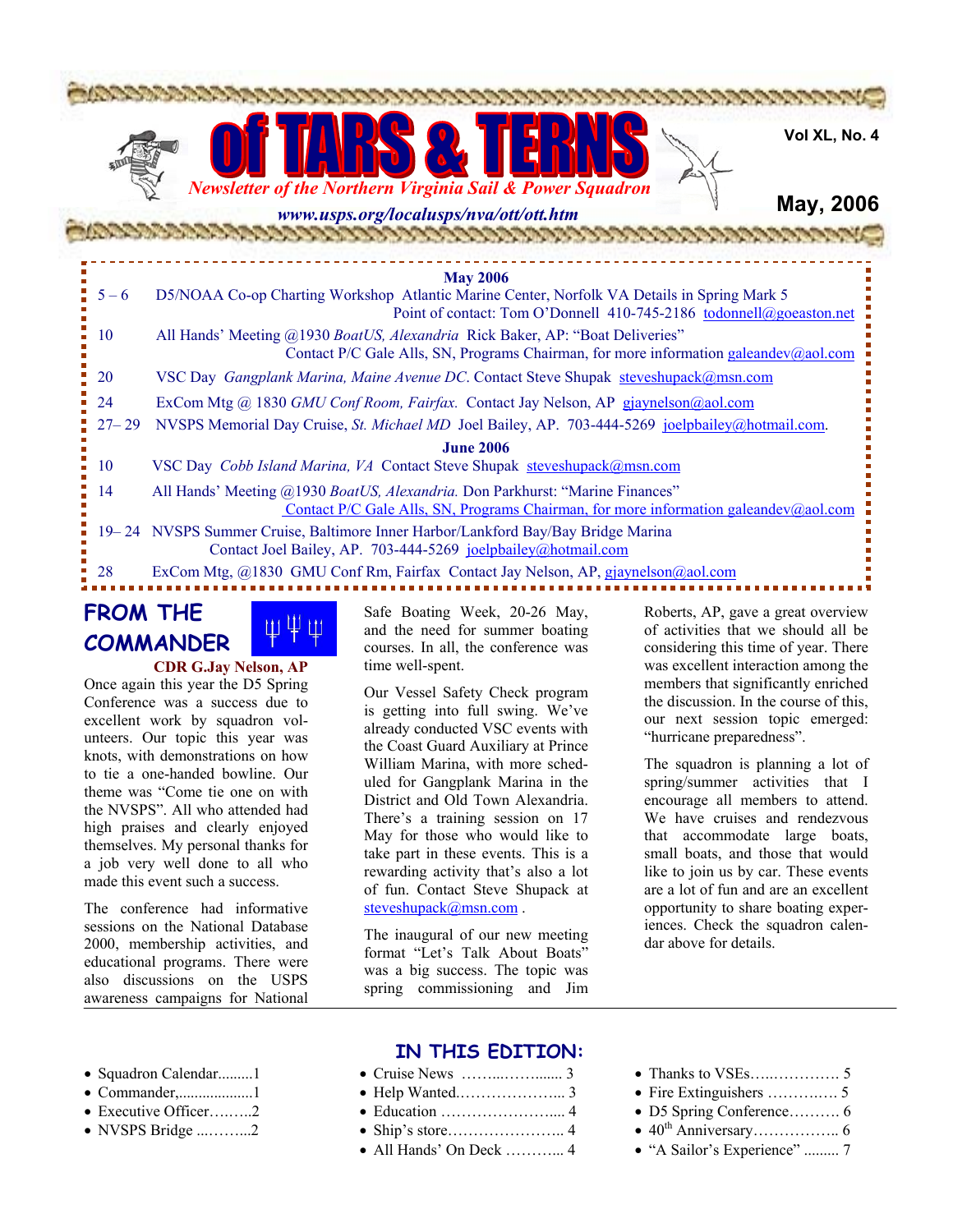# of TARS & TERNS

*Newsletter of the Northern Virginia Sail & Power Squadron*

***www.usps.org/localusps/nva/ott/ott.htm***

**Vol XL, No. 4**

**May, 2006**

**May 2006**

| | |
|---|---|
| 5 – 6 | D5/NOAA Co-op Charting Workshop Atlantic Marine Center, Norfolk VA Details in Spring Mark 5 Point of contact: Tom O'Donnell 410-745-2186 todonnell@goeaston.net |
| 10 | All Hands' Meeting @1930 *BoatUS, Alexandria* Rick Baker, AP: "Boat Deliveries" Contact P/C Gale Alls, SN, Programs Chairman, for more information galeandev@aol.com |
| 20 | VSC Day *Gangplank Marina, Maine Avenue DC*. Contact Steve Shupak steveshupack@msn.com |
| 24 | ExCom Mtg @ 1830 *GMU Conf Room, Fairfax.* Contact Jay Nelson, AP gjaynelson@aol.com |
| 27– 29 | NVSPS Memorial Day Cruise, *St. Michael MD* Joel Bailey, AP. 703-444-5269 joelpbailey@hotmail.com. |

**June 2006**

| | |
|---|---|
| 10 | VSC Day *Cobb Island Marina, VA* Contact Steve Shupak steveshupack@msn.com |
| 14 | All Hands' Meeting @1930 *BoatUS, Alexandria.* Don Parkhurst: "Marine Finances" Contact P/C Gale Alls, SN, Programs Chairman, for more information galeandev@aol.com |
| 19– 24 | NVSPS Summer Cruise, Baltimore Inner Harbor/Lankford Bay/Bay Bridge Marina Contact Joel Bailey, AP. 703-444-5269 joelpbailey@hotmail.com |
| 28 | ExCom Mtg, @1830 GMU Conf Rm, Fairfax Contact Jay Nelson, AP, gjaynelson@aol.com |

## FROM THE COMMANDER

**CDR G.Jay Nelson, AP**

Once again this year the D5 Spring Conference was a success due to excellent work by squadron volunteers. Our topic this year was knots, with demonstrations on how to tie a one-handed bowline. Our theme was "Come tie one on with the NVSPS". All who attended had high praises and clearly enjoyed themselves. My personal thanks for a job very well done to all who made this event such a success.

The conference had informative sessions on the National Database 2000, membership activities, and educational programs. There were also discussions on the USPS awareness campaigns for National Safe Boating Week, 20-26 May, and the need for summer boating courses. In all, the conference was time well-spent.

Our Vessel Safety Check program is getting into full swing. We've already conducted VSC events with the Coast Guard Auxiliary at Prince William Marina, with more scheduled for Gangplank Marina in the District and Old Town Alexandria. There's a training session on 17 May for those who would like to take part in these events. This is a rewarding activity that's also a lot of fun. Contact Steve Shupack at steveshupack@msn.com .

The inaugural of our new meeting format "Let's Talk About Boats" was a big success. The topic was spring commissioning and Jim Roberts, AP, gave a great overview of activities that we should all be considering this time of year. There was excellent interaction among the members that significantly enriched the discussion. In the course of this, our next session topic emerged: "hurricane preparedness".

The squadron is planning a lot of spring/summer activities that I encourage all members to attend. We have cruises and rendezvous that accommodate large boats, small boats, and those that would like to join us by car. These events are a lot of fun and are an excellent opportunity to share boating experiences. Check the squadron calendar above for details.

## IN THIS EDITION:

- Squadron Calendar.........1
- Commander,...................1
- Executive Officer………2
- NVSPS Bridge ...……...2
- Cruise News ……...……...... 3
- Help Wanted.………………... 3
- Education …………………... 4
- Ship's store………………….. 4
- All Hands' On Deck ………... 4
- Thanks to VSEs…..…………. 5
- Fire Extinguishers ………….. 5
- D5 Spring Conference………. 6
- 40th Anniversary…………….. 6
- "A Sailor's Experience" ......... 7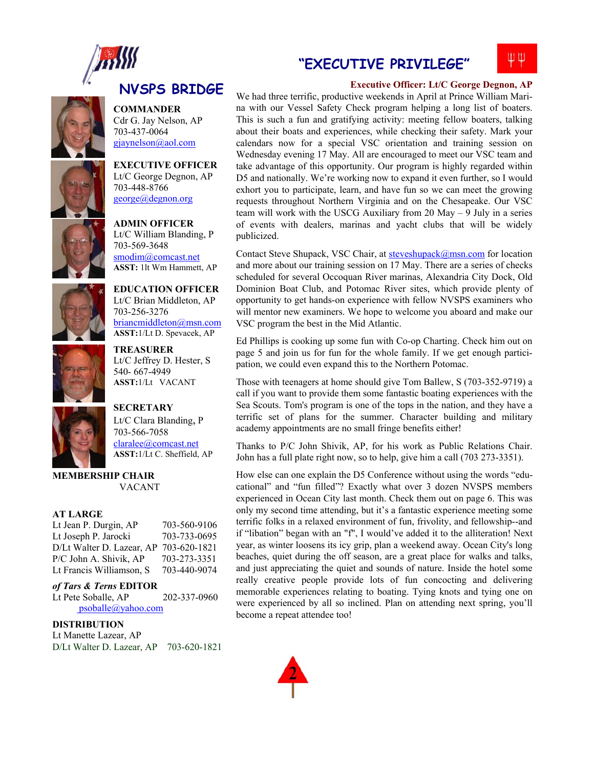# NVSPS BRIDGE

**COMMANDER**
Cdr G. Jay Nelson, AP
703-437-0064
gjaynelson@aol.com

**EXECUTIVE OFFICER**
Lt/C George Degnon, AP
703-448-8766
george@degnon.org

**ADMIN OFFICER**
Lt/C William Blanding, P
703-569-3648
smodim@comcast.net
**ASST:** 1lt Wm Hammett, AP

**EDUCATION OFFICER**
Lt/C Brian Middleton, AP
703-256-3276
briancmiddleton@msn.com
**ASST:**1/Lt D. Spevacek, AP

**TREASURER**
Lt/C Jeffrey D. Hester, S
540- 667-4949
**ASST:**1/Lt VACANT

**SECRETARY**
Lt/C Clara Blanding, P
703-566-7058
claralee@comcast.net
**ASST:**1/Lt C. Sheffield, AP

**MEMBERSHIP CHAIR**
VACANT

**AT LARGE**

| | |
|---|---|
| Lt Jean P. Durgin, AP | 703-560-9106 |
| Lt Joseph P. Jarocki | 703-733-0695 |
| D/Lt Walter D. Lazear, AP | 703-620-1821 |
| P/C John A. Shivik, AP | 703-273-3351 |
| Lt Francis Williamson, S | 703-440-9074 |

***of Tars & Terns* EDITOR**
Lt Pete Soballe, AP 202-337-0960
psoballe@yahoo.com

**DISTRIBUTION**
Lt Manette Lazear, AP
D/Lt Walter D. Lazear, AP 703-620-1821

# "EXECUTIVE PRIVILEGE"

**Executive Officer: Lt/C George Degnon, AP**

We had three terrific, productive weekends in April at Prince William Marina with our Vessel Safety Check program helping a long list of boaters. This is such a fun and gratifying activity: meeting fellow boaters, talking about their boats and experiences, while checking their safety. Mark your calendars now for a special VSC orientation and training session on Wednesday evening 17 May. All are encouraged to meet our VSC team and take advantage of this opportunity. Our program is highly regarded within D5 and nationally. We're working now to expand it even further, so I would exhort you to participate, learn, and have fun so we can meet the growing requests throughout Northern Virginia and on the Chesapeake. Our VSC team will work with the USCG Auxiliary from 20 May – 9 July in a series of events with dealers, marinas and yacht clubs that will be widely publicized.

Contact Steve Shupack, VSC Chair, at steveshupack@msn.com for location and more about our training session on 17 May. There are a series of checks scheduled for several Occoquan River marinas, Alexandria City Dock, Old Dominion Boat Club, and Potomac River sites, which provide plenty of opportunity to get hands-on experience with fellow NVSPS examiners who will mentor new examiners. We hope to welcome you aboard and make our VSC program the best in the Mid Atlantic.

Ed Phillips is cooking up some fun with Co-op Charting. Check him out on page 5 and join us for fun for the whole family. If we get enough participation, we could even expand this to the Northern Potomac.

Those with teenagers at home should give Tom Ballew, S (703-352-9719) a call if you want to provide them some fantastic boating experiences with the Sea Scouts. Tom's program is one of the tops in the nation, and they have a terrific set of plans for the summer. Character building and military academy appointments are no small fringe benefits either!

Thanks to P/C John Shivik, AP, for his work as Public Relations Chair. John has a full plate right now, so to help, give him a call (703 273-3351).

How else can one explain the D5 Conference without using the words "educational" and "fun filled"? Exactly what over 3 dozen NVSPS members experienced in Ocean City last month. Check them out on page 6. This was only my second time attending, but it's a fantastic experience meeting some terrific folks in a relaxed environment of fun, frivolity, and fellowship--and if "libation" began with an "f", I would've added it to the alliteration! Next year, as winter loosens its icy grip, plan a weekend away. Ocean City's long beaches, quiet during the off season, are a great place for walks and talks, and just appreciating the quiet and sounds of nature. Inside the hotel some really creative people provide lots of fun concocting and delivering memorable experiences relating to boating. Tying knots and tying one on were experienced by all so inclined. Plan on attending next spring, you'll become a repeat attendee too!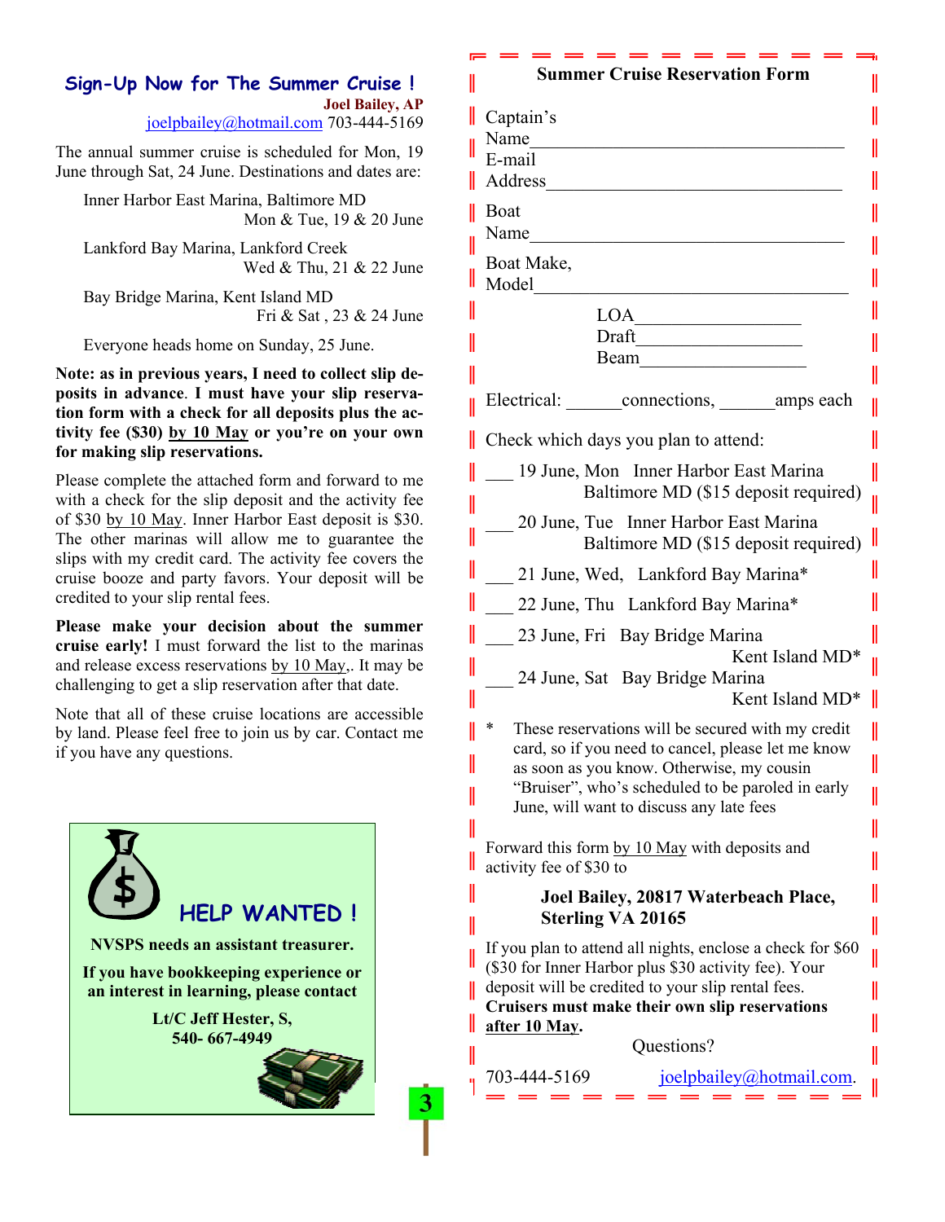## Sign-Up Now for The Summer Cruise !

**Joel Bailey, AP**
joelpbailey@hotmail.com 703-444-5169

The annual summer cruise is scheduled for Mon, 19 June through Sat, 24 June. Destinations and dates are:

Inner Harbor East Marina, Baltimore MD
Mon & Tue, 19 & 20 June

Lankford Bay Marina, Lankford Creek
Wed & Thu, 21 & 22 June

Bay Bridge Marina, Kent Island MD
Fri & Sat , 23 & 24 June

Everyone heads home on Sunday, 25 June.

**Note: as in previous years, I need to collect slip deposits in advance. I must have your slip reservation form with a check for all deposits plus the activity fee ($30) by 10 May or you're on your own for making slip reservations.**

Please complete the attached form and forward to me with a check for the slip deposit and the activity fee of $30 by 10 May. Inner Harbor East deposit is $30. The other marinas will allow me to guarantee the slips with my credit card. The activity fee covers the cruise booze and party favors. Your deposit will be credited to your slip rental fees.

**Please make your decision about the summer cruise early!** I must forward the list to the marinas and release excess reservations by 10 May,. It may be challenging to get a slip reservation after that date.

Note that all of these cruise locations are accessible by land. Please feel free to join us by car. Contact me if you have any questions.

## HELP WANTED !

**NVSPS needs an assistant treasurer.**

**If you have bookkeeping experience or an interest in learning, please contact**

**Lt/C Jeff Hester, S, 540- 667-4949**

---

### Summer Cruise Reservation Form

Captain's Name________________________________

E-mail Address________________________________

Boat Name________________________________

Boat Make, Model________________________________

LOA________________

Draft________________

Beam________________

Electrical: ______connections, ______amps each

Check which days you plan to attend:

___ 19 June, Mon Inner Harbor East Marina Baltimore MD ($15 deposit required)

___ 20 June, Tue Inner Harbor East Marina Baltimore MD ($15 deposit required)

___ 21 June, Wed, Lankford Bay Marina*

___ 22 June, Thu Lankford Bay Marina*

___ 23 June, Fri Bay Bridge Marina Kent Island MD*

___ 24 June, Sat Bay Bridge Marina Kent Island MD*

\* These reservations will be secured with my credit card, so if you need to cancel, please let me know as soon as you know. Otherwise, my cousin "Bruiser", who's scheduled to be paroled in early June, will want to discuss any late fees

Forward this form by 10 May with deposits and activity fee of $30 to

**Joel Bailey, 20817 Waterbeach Place, Sterling VA 20165**

If you plan to attend all nights, enclose a check for $60 ($30 for Inner Harbor plus $30 activity fee). Your deposit will be credited to your slip rental fees. **Cruisers must make their own slip reservations after 10 May.**

Questions?

703-444-5169 joelpbailey@hotmail.com.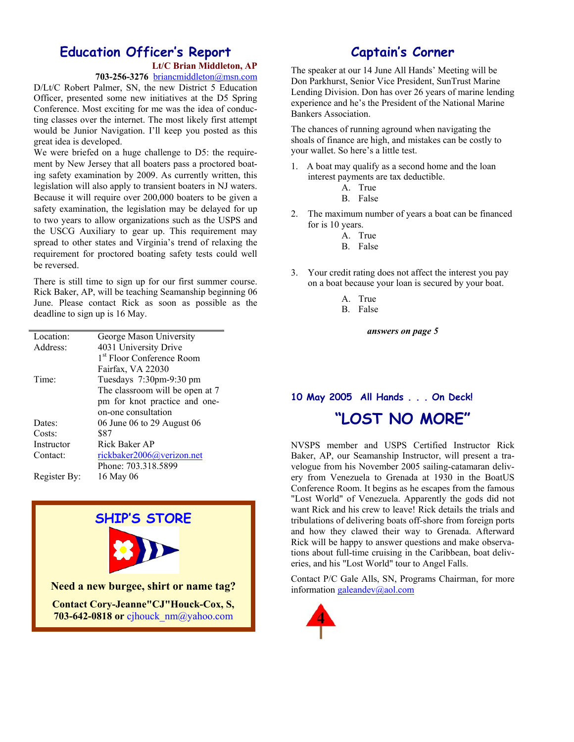## Education Officer's Report

**Lt/C Brian Middleton, AP**

**703-256-3276** briancmiddleton@msn.com

D/Lt/C Robert Palmer, SN, the new District 5 Education Officer, presented some new initiatives at the D5 Spring Conference. Most exciting for me was the idea of conducting classes over the internet. The most likely first attempt would be Junior Navigation. I'll keep you posted as this great idea is developed.

We were briefed on a huge challenge to D5: the requirement by New Jersey that all boaters pass a proctored boating safety examination by 2009. As currently written, this legislation will also apply to transient boaters in NJ waters. Because it will require over 200,000 boaters to be given a safety examination, the legislation may be delayed for up to two years to allow organizations such as the USPS and the USCG Auxiliary to gear up. This requirement may spread to other states and Virginia's trend of relaxing the requirement for proctored boating safety tests could well be reversed.

There is still time to sign up for our first summer course. Rick Baker, AP, will be teaching Seamanship beginning 06 June. Please contact Rick as soon as possible as the deadline to sign up is 16 May.

| | |
|---|---|
| Location: | George Mason University |
| Address: | 4031 University Drive<br>1st Floor Conference Room<br>Fairfax, VA 22030 |
| Time: | Tuesdays 7:30pm-9:30 pm<br>The classroom will be open at 7 pm for knot practice and one-on-one consultation |
| Dates: | 06 June 06 to 29 August 06 |
| Costs: | $87 |
| Instructor | Rick Baker AP |
| Contact: | rickbaker2006@verizon.net<br>Phone: 703.318.5899 |
| Register By: | 16 May 06 |

### SHIP'S STORE

**Need a new burgee, shirt or name tag?**

**Contact Cory-Jeanne"CJ"Houck-Cox, S, 703-642-0818 or** cjhouck_nm@yahoo.com

## Captain's Corner

The speaker at our 14 June All Hands' Meeting will be Don Parkhurst, Senior Vice President, SunTrust Marine Lending Division. Don has over 26 years of marine lending experience and he's the President of the National Marine Bankers Association.

The chances of running aground when navigating the shoals of finance are high, and mistakes can be costly to your wallet. So here's a little test.

1. A boat may qualify as a second home and the loan interest payments are tax deductible.
   - A. True
   - B. False
2. The maximum number of years a boat can be financed for is 10 years.
   - A. True
   - B. False
3. Your credit rating does not affect the interest you pay on a boat because your loan is secured by your boat.
   - A. True
   - B. False

***answers on page 5***

### 10 May 2005 All Hands . . . On Deck!

## "LOST NO MORE"

NVSPS member and USPS Certified Instructor Rick Baker, AP, our Seamanship Instructor, will present a travelogue from his November 2005 sailing-catamaran delivery from Venezuela to Grenada at 1930 in the BoatUS Conference Room. It begins as he escapes from the famous "Lost World" of Venezuela. Apparently the gods did not want Rick and his crew to leave! Rick details the trials and tribulations of delivering boats off-shore from foreign ports and how they clawed their way to Grenada. Afterward Rick will be happy to answer questions and make observations about full-time cruising in the Caribbean, boat deliveries, and his "Lost World" tour to Angel Falls.

Contact P/C Gale Alls, SN, Programs Chairman, for more information galeandev@aol.com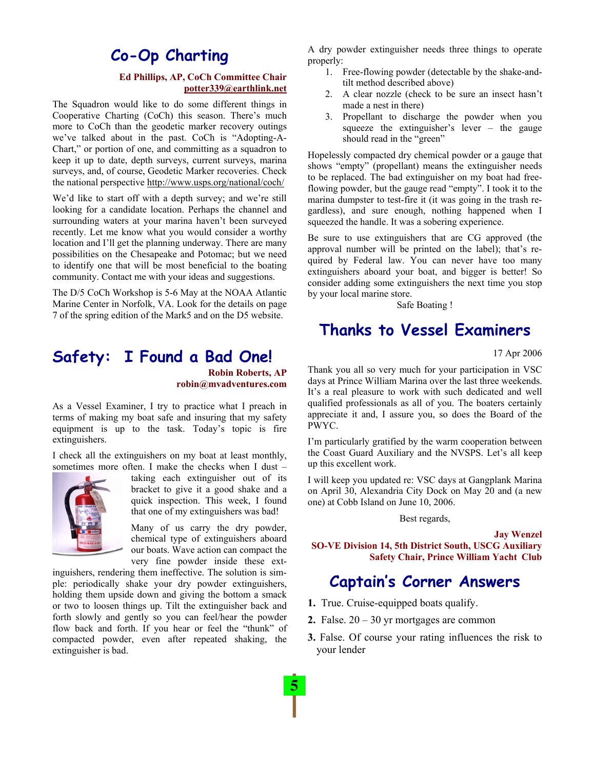## Co-Op Charting

**Ed Phillips, AP, CoCh Committee Chair**
**potter339@earthlink.net**

The Squadron would like to do some different things in Cooperative Charting (CoCh) this season. There's much more to CoCh than the geodetic marker recovery outings we've talked about in the past. CoCh is "Adopting-A-Chart," or portion of one, and committing as a squadron to keep it up to date, depth surveys, current surveys, marina surveys, and, of course, Geodetic Marker recoveries. Check the national perspective http://www.usps.org/national/coch/

We'd like to start off with a depth survey; and we're still looking for a candidate location. Perhaps the channel and surrounding waters at your marina haven't been surveyed recently. Let me know what you would consider a worthy location and I'll get the planning underway. There are many possibilities on the Chesapeake and Potomac; but we need to identify one that will be most beneficial to the boating community. Contact me with your ideas and suggestions.

The D/5 CoCh Workshop is 5-6 May at the NOAA Atlantic Marine Center in Norfolk, VA. Look for the details on page 7 of the spring edition of the Mark5 and on the D5 website.

## Safety: I Found a Bad One!

**Robin Roberts, AP**
**robin@mvadventures.com**

As a Vessel Examiner, I try to practice what I preach in terms of making my boat safe and insuring that my safety equipment is up to the task. Today's topic is fire extinguishers.

I check all the extinguishers on my boat at least monthly, sometimes more often. I make the checks when I dust – taking each extinguisher out of its bracket to give it a good shake and a quick inspection. This week, I found that one of my extinguishers was bad!

Many of us carry the dry powder, chemical type of extinguishers aboard our boats. Wave action can compact the very fine powder inside these extinguishers, rendering them ineffective. The solution is simple: periodically shake your dry powder extinguishers, holding them upside down and giving the bottom a smack or two to loosen things up. Tilt the extinguisher back and forth slowly and gently so you can feel/hear the powder flow back and forth. If you hear or feel the "thunk" of compacted powder, even after repeated shaking, the extinguisher is bad.

A dry powder extinguisher needs three things to operate properly:

1. Free-flowing powder (detectable by the shake-and-tilt method described above)
2. A clear nozzle (check to be sure an insect hasn't made a nest in there)
3. Propellant to discharge the powder when you squeeze the extinguisher's lever – the gauge should read in the "green"

Hopelessly compacted dry chemical powder or a gauge that shows "empty" (propellant) means the extinguisher needs to be replaced. The bad extinguisher on my boat had free-flowing powder, but the gauge read "empty". I took it to the marina dumpster to test-fire it (it was going in the trash regardless), and sure enough, nothing happened when I squeezed the handle. It was a sobering experience.

Be sure to use extinguishers that are CG approved (the approval number will be printed on the label); that's required by Federal law. You can never have too many extinguishers aboard your boat, and bigger is better! So consider adding some extinguishers the next time you stop by your local marine store.

Safe Boating !

## Thanks to Vessel Examiners

17 Apr 2006

Thank you all so very much for your participation in VSC days at Prince William Marina over the last three weekends. It's a real pleasure to work with such dedicated and well qualified professionals as all of you. The boaters certainly appreciate it and, I assure you, so does the Board of the PWYC.

I'm particularly gratified by the warm cooperation between the Coast Guard Auxiliary and the NVSPS. Let's all keep up this excellent work.

I will keep you updated re: VSC days at Gangplank Marina on April 30, Alexandria City Dock on May 20 and (a new one) at Cobb Island on June 10, 2006.

Best regards,

**Jay Wenzel**
**SO-VE Division 14, 5th District South, USCG Auxiliary**
**Safety Chair, Prince William Yacht Club**

## Captain's Corner Answers

1. True. Cruise-equipped boats qualify.
2. False. 20 – 30 yr mortgages are common
3. False. Of course your rating influences the risk to your lender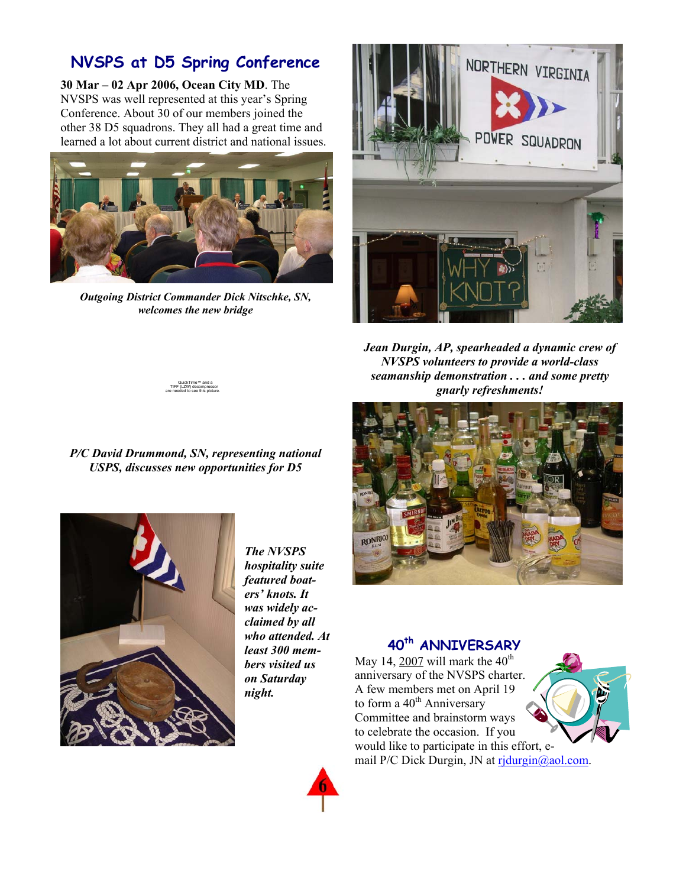## NVSPS at D5 Spring Conference

**30 Mar – 02 Apr 2006, Ocean City MD**. The NVSPS was well represented at this year's Spring Conference. About 30 of our members joined the other 38 D5 squadrons. They all had a great time and learned a lot about current district and national issues.

*Outgoing District Commander Dick Nitschke, SN, welcomes the new bridge*

*Jean Durgin, AP, spearheaded a dynamic crew of NVSPS volunteers to provide a world-class seamanship demonstration . . . and some pretty gnarly refreshments!*

QuickTime™ and a TIFF (LZW) decompressor are needed to see this picture.

*P/C David Drummond, SN, representing national USPS, discusses new opportunities for D5*

*The NVSPS hospitality suite featured boaters' knots. It was widely acclaimed by all who attended. At least 300 members visited us on Saturday night.*

## 40th ANNIVERSARY

May 14, 2007 will mark the 40th anniversary of the NVSPS charter. A few members met on April 19 to form a 40th Anniversary Committee and brainstorm ways to celebrate the occasion. If you would like to participate in this effort, e-mail P/C Dick Durgin, JN at rjdurgin@aol.com.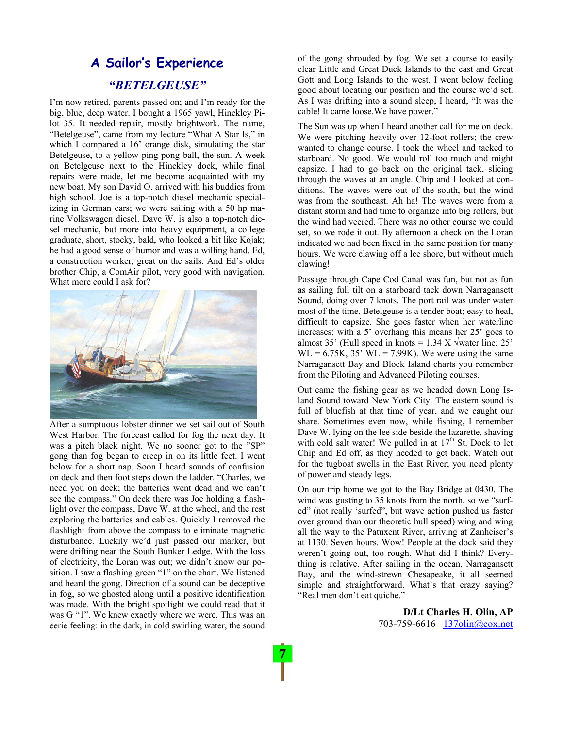# A Sailor's Experience

## *"BETELGEUSE"*

I'm now retired, parents passed on; and I'm ready for the big, blue, deep water. I bought a 1965 yawl, Hinckley Pilot 35. It needed repair, mostly brightwork. The name, "Betelgeuse", came from my lecture "What A Star Is," in which I compared a 16' orange disk, simulating the star Betelgeuse, to a yellow ping-pong ball, the sun. A week on Betelgeuse next to the Hinckley dock, while final repairs were made, let me become acquainted with my new boat. My son David O. arrived with his buddies from high school. Joe is a top-notch diesel mechanic specializing in German cars; we were sailing with a 50 hp marine Volkswagen diesel. Dave W. is also a top-notch diesel mechanic, but more into heavy equipment, a college graduate, short, stocky, bald, who looked a bit like Kojak; he had a good sense of humor and was a willing hand. Ed, a construction worker, great on the sails. And Ed's older brother Chip, a ComAir pilot, very good with navigation. What more could I ask for?

After a sumptuous lobster dinner we set sail out of South West Harbor. The forecast called for fog the next day. It was a pitch black night. We no sooner got to the "SP" gong than fog began to creep in on its little feet. I went below for a short nap. Soon I heard sounds of confusion on deck and then foot steps down the ladder. "Charles, we need you on deck; the batteries went dead and we can't see the compass." On deck there was Joe holding a flashlight over the compass, Dave W. at the wheel, and the rest exploring the batteries and cables. Quickly I removed the flashlight from above the compass to eliminate magnetic disturbance. Luckily we'd just passed our marker, but were drifting near the South Bunker Ledge. With the loss of electricity, the Loran was out; we didn't know our position. I saw a flashing green "1" on the chart. We listened and heard the gong. Direction of a sound can be deceptive in fog, so we ghosted along until a positive identification was made. With the bright spotlight we could read that it was G "1". We knew exactly where we were. This was an eerie feeling: in the dark, in cold swirling water, the sound of the gong shrouded by fog. We set a course to easily clear Little and Great Duck Islands to the east and Great Gott and Long Islands to the west. I went below feeling good about locating our position and the course we'd set. As I was drifting into a sound sleep, I heard, "It was the cable! It came loose.We have power."

The Sun was up when I heard another call for me on deck. We were pitching heavily over 12-foot rollers; the crew wanted to change course. I took the wheel and tacked to starboard. No good. We would roll too much and might capsize. I had to go back on the original tack, slicing through the waves at an angle. Chip and I looked at conditions. The waves were out of the south, but the wind was from the southeast. Ah ha! The waves were from a distant storm and had time to organize into big rollers, but the wind had veered. There was no other course we could set, so we rode it out. By afternoon a check on the Loran indicated we had been fixed in the same position for many hours. We were clawing off a lee shore, but without much clawing!

Passage through Cape Cod Canal was fun, but not as fun as sailing full tilt on a starboard tack down Narragansett Sound, doing over 7 knots. The port rail was under water most of the time. Betelgeuse is a tender boat; easy to heal, difficult to capsize. She goes faster when her waterline increases; with a 5' overhang this means her 25' goes to almost 35' (Hull speed in knots = 1.34 X √water line; 25' WL = 6.75K, 35' WL = 7.99K). We were using the same Narragansett Bay and Block Island charts you remember from the Piloting and Advanced Piloting courses.

Out came the fishing gear as we headed down Long Island Sound toward New York City. The eastern sound is full of bluefish at that time of year, and we caught our share. Sometimes even now, while fishing, I remember Dave W. lying on the lee side beside the lazarette, shaving with cold salt water! We pulled in at 17th St. Dock to let Chip and Ed off, as they needed to get back. Watch out for the tugboat swells in the East River; you need plenty of power and steady legs.

On our trip home we got to the Bay Bridge at 0430. The wind was gusting to 35 knots from the north, so we "surfed" (not really 'surfed", but wave action pushed us faster over ground than our theoretic hull speed) wing and wing all the way to the Patuxent River, arriving at Zanheiser's at 1130. Seven hours. Wow! People at the dock said they weren't going out, too rough. What did I think? Everything is relative. After sailing in the ocean, Narragansett Bay, and the wind-strewn Chesapeake, it all seemed simple and straightforward. What's that crazy saying? "Real men don't eat quiche."

**D/Lt Charles H. Olin, AP**
703-759-6616 137olin@cox.net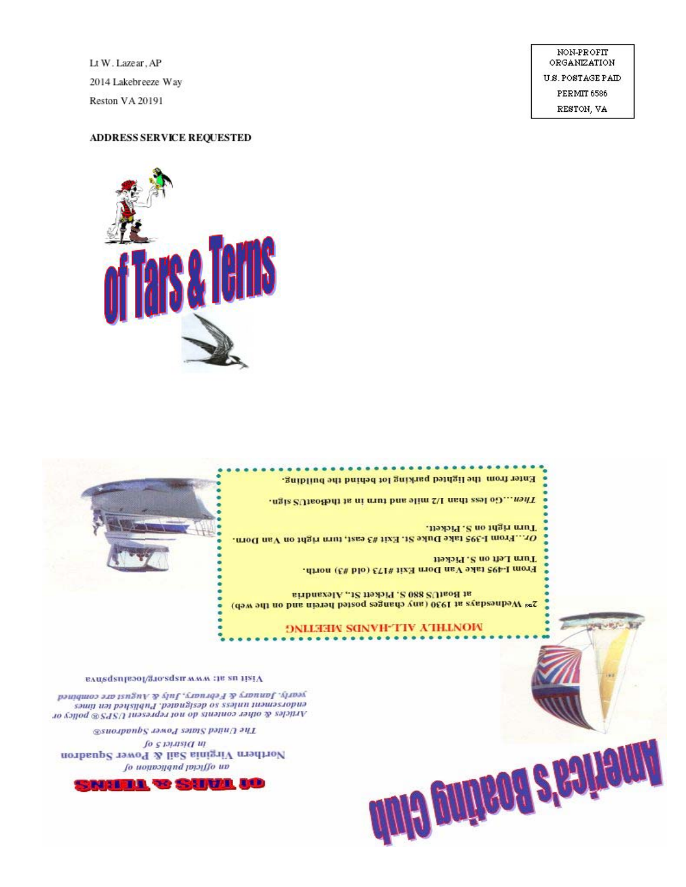Lt W. Lazear, AP
2014 Lakebreeze Way
Reston VA 20191

NON-PROFIT ORGANIZATION
U.S. POSTAGE PAID
PERMIT 6586
RESTON, VA

**ADDRESS SERVICE REQUESTED**

# of Tars & Terns

**MONTHLY ALL-HANDS MEETING**

2nd Wednesdays at 1930 (any changes posted herein and on the web) at BoatUS 880 S. Picket St., Alexandria

From I-495 take Van Dorn Exit #173 (old #3) north.
Turn Left on S. Pickett

*Or*...From I-395 take Duke St. Exit #3 east, turn right on Van Dorn.
Turn right on S. Pickett.

*Then*...Go less than 1/2 mile and turn in at the BoatUS sign.

Enter from the lighted parking lot behind the building.

**of TARS & TERNS**

*an official publication of*
Northern Virginia Sail & Power Squadron
*in District 5 of*
*The United States Power Squadrons®*

*Articles & other contents do not represent USPS® policy or endorsement unless so designated. Published ten times yearly. January & February, July & August are combined*

Visit us at: www.usps.org/localusps/nva

# America's Boating Club